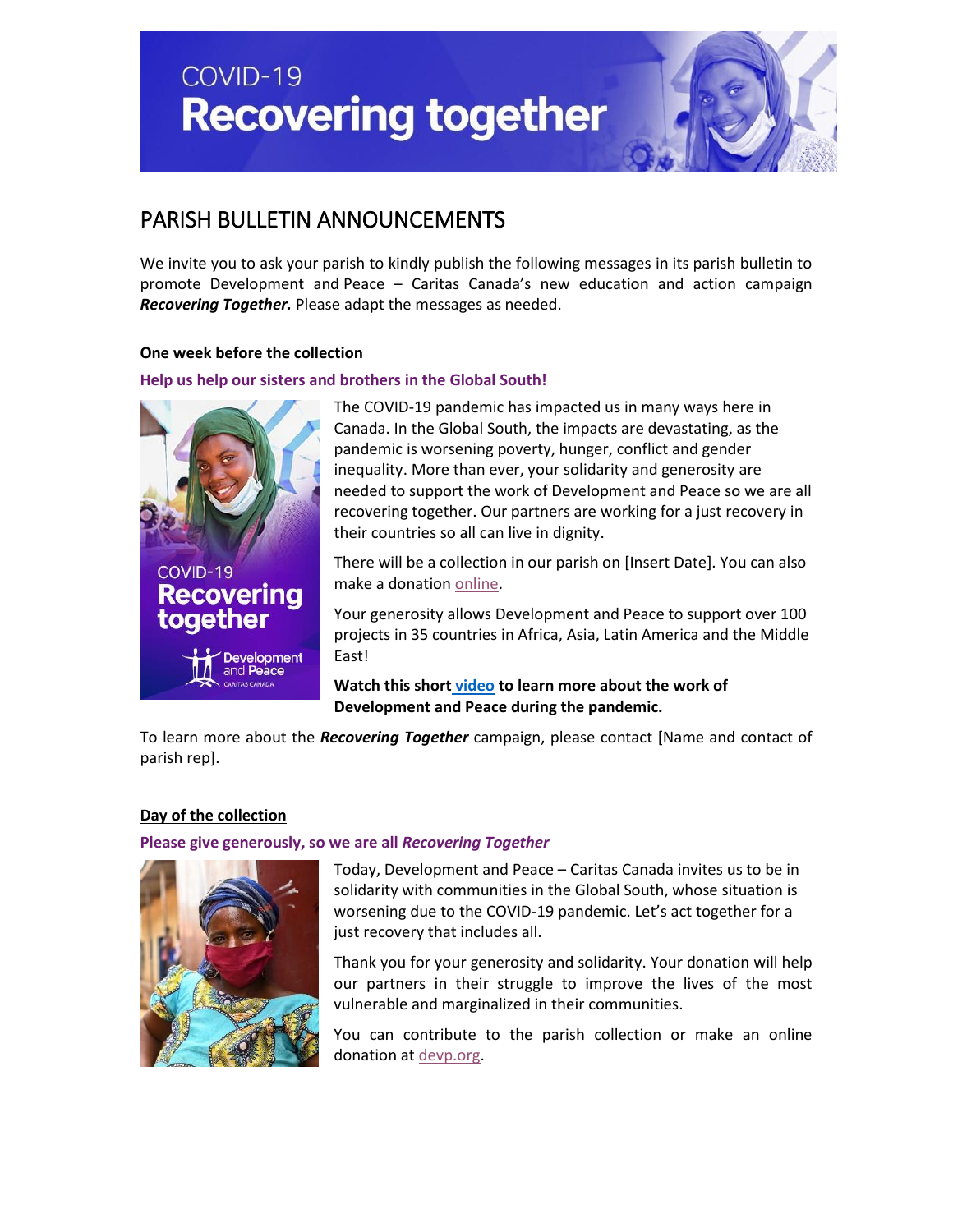# COVID-19 Recovering together

## PARISH BULLETIN ANNOUNCEMENTS

We invite you to ask your parish to kindly publish the following messages in its parish bulletin to promote Development and Peace – Caritas Canada's new education and action campaign ***Recovering Together.*** Please adapt the messages as needed.

### One week before the collection

**Help us help our sisters and brothers in the Global South!**

The COVID-19 pandemic has impacted us in many ways here in Canada. In the Global South, the impacts are devastating, as the pandemic is worsening poverty, hunger, conflict and gender inequality. More than ever, your solidarity and generosity are needed to support the work of Development and Peace so we are all recovering together. Our partners are working for a just recovery in their countries so all can live in dignity.

There will be a collection in our parish on [Insert Date]. You can also make a donation online.

Your generosity allows Development and Peace to support over 100 projects in 35 countries in Africa, Asia, Latin America and the Middle East!

**Watch this short video to learn more about the work of Development and Peace during the pandemic.**

To learn more about the ***Recovering Together*** campaign, please contact [Name and contact of parish rep].

### Day of the collection

**Please give generously, so we are all *Recovering Together***

Today, Development and Peace – Caritas Canada invites us to be in solidarity with communities in the Global South, whose situation is worsening due to the COVID-19 pandemic. Let's act together for a just recovery that includes all.

Thank you for your generosity and solidarity. Your donation will help our partners in their struggle to improve the lives of the most vulnerable and marginalized in their communities.

You can contribute to the parish collection or make an online donation at devp.org.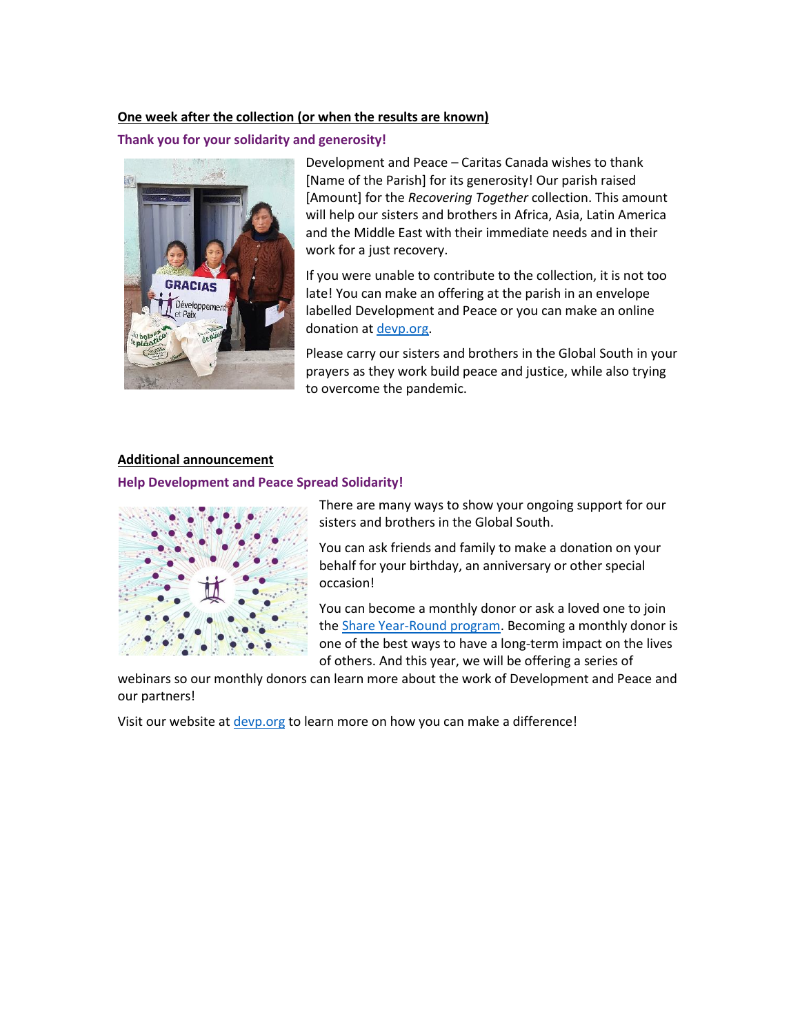**One week after the collection (or when the results are known)**

**Thank you for your solidarity and generosity!**

Development and Peace – Caritas Canada wishes to thank [Name of the Parish] for its generosity! Our parish raised [Amount] for the *Recovering Together* collection. This amount will help our sisters and brothers in Africa, Asia, Latin America and the Middle East with their immediate needs and in their work for a just recovery.

If you were unable to contribute to the collection, it is not too late! You can make an offering at the parish in an envelope labelled Development and Peace or you can make an online donation at devp.org.

Please carry our sisters and brothers in the Global South in your prayers as they work build peace and justice, while also trying to overcome the pandemic.

**Additional announcement**

**Help Development and Peace Spread Solidarity!**

There are many ways to show your ongoing support for our sisters and brothers in the Global South.

You can ask friends and family to make a donation on your behalf for your birthday, an anniversary or other special occasion!

You can become a monthly donor or ask a loved one to join the Share Year-Round program. Becoming a monthly donor is one of the best ways to have a long-term impact on the lives of others. And this year, we will be offering a series of webinars so our monthly donors can learn more about the work of Development and Peace and our partners!

Visit our website at devp.org to learn more on how you can make a difference!